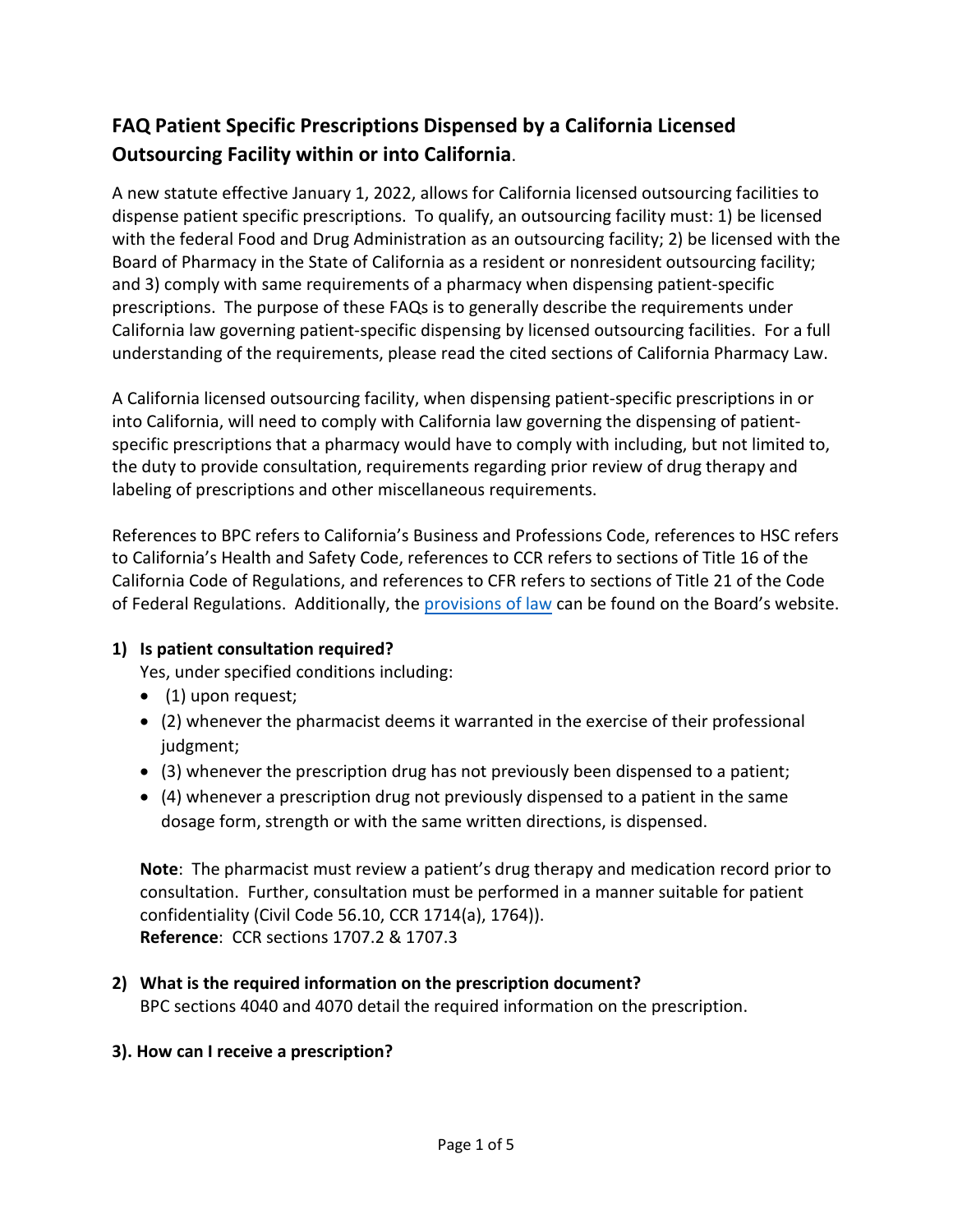# FAQ Patient Specific Prescriptions Dispensed by a California Licensed Outsourcing Facility within or into California.

A new statute effective January 1, 2022, allows for California licensed outsourcing facilities to dispense patient specific prescriptions. To qualify, an outsourcing facility must: 1) be licensed with the federal Food and Drug Administration as an outsourcing facility; 2) be licensed with the Board of Pharmacy in the State of California as a resident or nonresident outsourcing facility; and 3) comply with same requirements of a pharmacy when dispensing patient-specific prescriptions. The purpose of these FAQs is to generally describe the requirements under California law governing patient-specific dispensing by licensed outsourcing facilities. For a full understanding of the requirements, please read the cited sections of California Pharmacy Law.

A California licensed outsourcing facility, when dispensing patient-specific prescriptions in or into California, will need to comply with California law governing the dispensing of patient-specific prescriptions that a pharmacy would have to comply with including, but not limited to, the duty to provide consultation, requirements regarding prior review of drug therapy and labeling of prescriptions and other miscellaneous requirements.

References to BPC refers to California's Business and Professions Code, references to HSC refers to California's Health and Safety Code, references to CCR refers to sections of Title 16 of the California Code of Regulations, and references to CFR refers to sections of Title 21 of the Code of Federal Regulations. Additionally, the provisions of law can be found on the Board's website.

**1) Is patient consultation required?**

Yes, under specified conditions including:

- (1) upon request;
- (2) whenever the pharmacist deems it warranted in the exercise of their professional judgment;
- (3) whenever the prescription drug has not previously been dispensed to a patient;
- (4) whenever a prescription drug not previously dispensed to a patient in the same dosage form, strength or with the same written directions, is dispensed.

**Note**: The pharmacist must review a patient's drug therapy and medication record prior to consultation. Further, consultation must be performed in a manner suitable for patient confidentiality (Civil Code 56.10, CCR 1714(a), 1764)).
**Reference**: CCR sections 1707.2 & 1707.3

**2) What is the required information on the prescription document?**

BPC sections 4040 and 4070 detail the required information on the prescription.

**3). How can I receive a prescription?**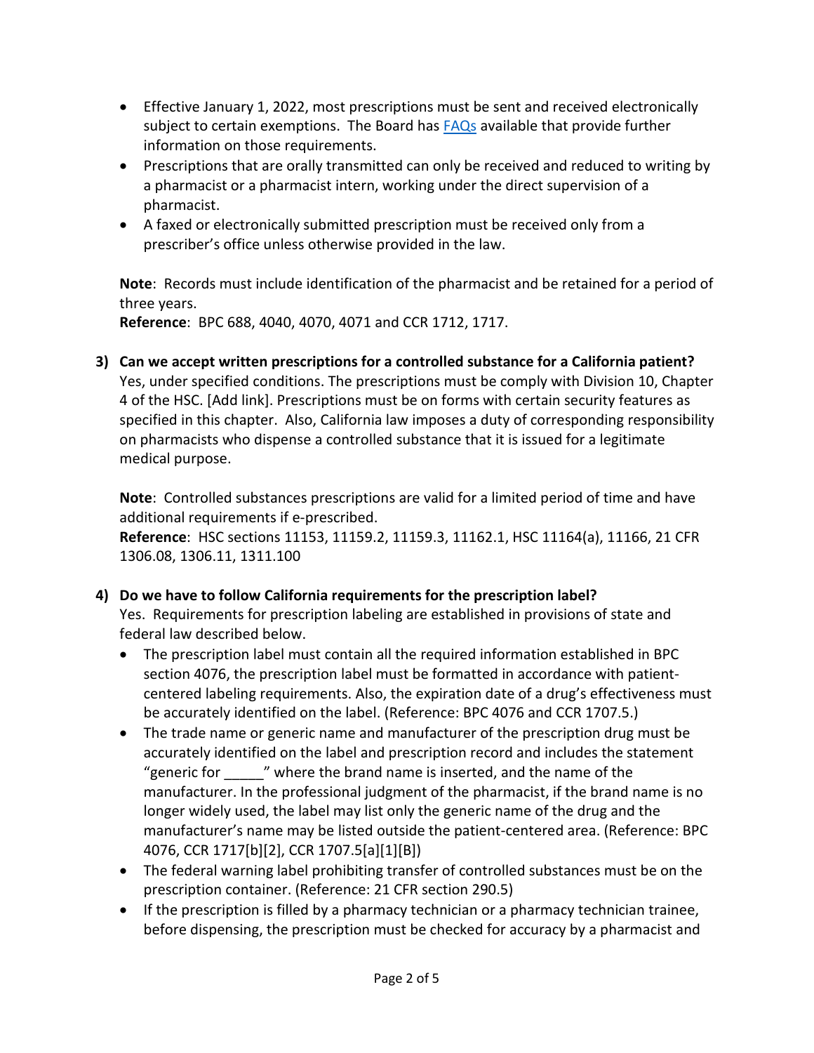- Effective January 1, 2022, most prescriptions must be sent and received electronically subject to certain exemptions. The Board has [FAQs] available that provide further information on those requirements.
- Prescriptions that are orally transmitted can only be received and reduced to writing by a pharmacist or a pharmacist intern, working under the direct supervision of a pharmacist.
- A faxed or electronically submitted prescription must be received only from a prescriber's office unless otherwise provided in the law.

**Note**: Records must include identification of the pharmacist and be retained for a period of three years.
**Reference**: BPC 688, 4040, 4070, 4071 and CCR 1712, 1717.

**3) Can we accept written prescriptions for a controlled substance for a California patient?**
Yes, under specified conditions. The prescriptions must be comply with Division 10, Chapter 4 of the HSC. [Add link]. Prescriptions must be on forms with certain security features as specified in this chapter. Also, California law imposes a duty of corresponding responsibility on pharmacists who dispense a controlled substance that it is issued for a legitimate medical purpose.

**Note**: Controlled substances prescriptions are valid for a limited period of time and have additional requirements if e-prescribed.
**Reference**: HSC sections 11153, 11159.2, 11159.3, 11162.1, HSC 11164(a), 11166, 21 CFR 1306.08, 1306.11, 1311.100

**4) Do we have to follow California requirements for the prescription label?**
Yes. Requirements for prescription labeling are established in provisions of state and federal law described below.

- The prescription label must contain all the required information established in BPC section 4076, the prescription label must be formatted in accordance with patient-centered labeling requirements. Also, the expiration date of a drug's effectiveness must be accurately identified on the label. (Reference: BPC 4076 and CCR 1707.5.)
- The trade name or generic name and manufacturer of the prescription drug must be accurately identified on the label and prescription record and includes the statement "generic for _____" where the brand name is inserted, and the name of the manufacturer. In the professional judgment of the pharmacist, if the brand name is no longer widely used, the label may list only the generic name of the drug and the manufacturer's name may be listed outside the patient-centered area. (Reference: BPC 4076, CCR 1717[b][2], CCR 1707.5[a][1][B])
- The federal warning label prohibiting transfer of controlled substances must be on the prescription container. (Reference: 21 CFR section 290.5)
- If the prescription is filled by a pharmacy technician or a pharmacy technician trainee, before dispensing, the prescription must be checked for accuracy by a pharmacist and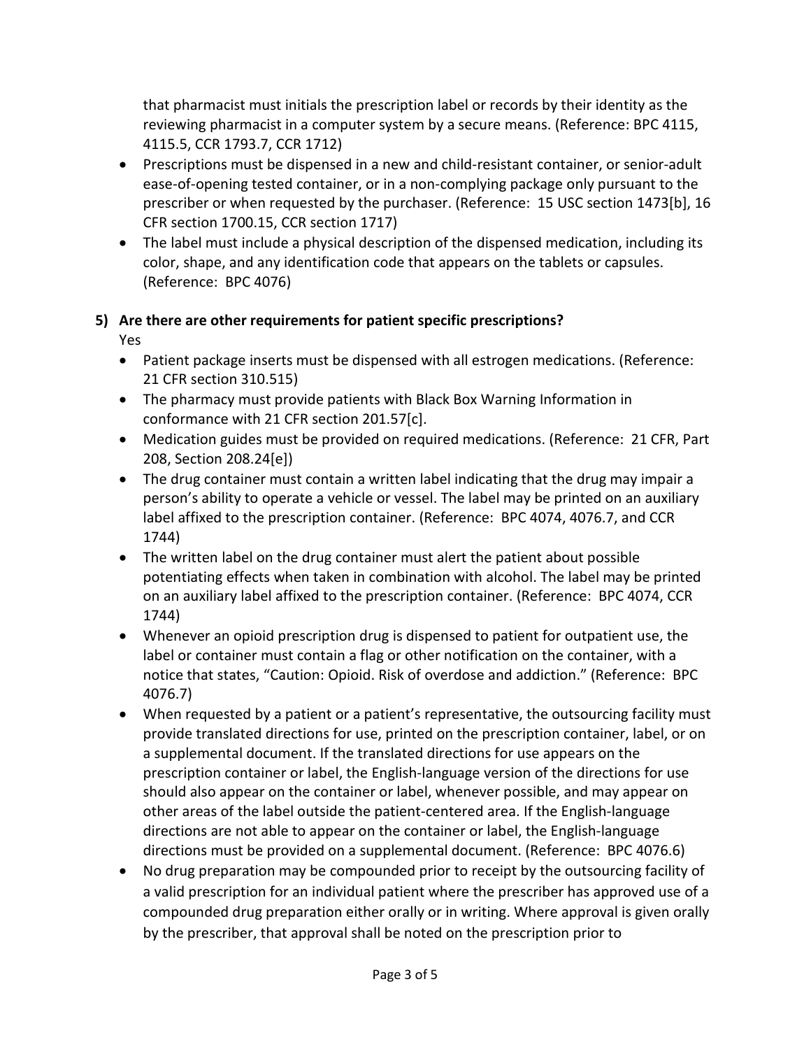that pharmacist must initials the prescription label or records by their identity as the reviewing pharmacist in a computer system by a secure means. (Reference: BPC 4115, 4115.5, CCR 1793.7, CCR 1712)

- Prescriptions must be dispensed in a new and child-resistant container, or senior-adult ease-of-opening tested container, or in a non-complying package only pursuant to the prescriber or when requested by the purchaser. (Reference: 15 USC section 1473[b], 16 CFR section 1700.15, CCR section 1717)
- The label must include a physical description of the dispensed medication, including its color, shape, and any identification code that appears on the tablets or capsules. (Reference: BPC 4076)

**5) Are there are other requirements for patient specific prescriptions?**

Yes

- Patient package inserts must be dispensed with all estrogen medications. (Reference: 21 CFR section 310.515)
- The pharmacy must provide patients with Black Box Warning Information in conformance with 21 CFR section 201.57[c].
- Medication guides must be provided on required medications. (Reference: 21 CFR, Part 208, Section 208.24[e])
- The drug container must contain a written label indicating that the drug may impair a person's ability to operate a vehicle or vessel. The label may be printed on an auxiliary label affixed to the prescription container. (Reference: BPC 4074, 4076.7, and CCR 1744)
- The written label on the drug container must alert the patient about possible potentiating effects when taken in combination with alcohol. The label may be printed on an auxiliary label affixed to the prescription container. (Reference: BPC 4074, CCR 1744)
- Whenever an opioid prescription drug is dispensed to patient for outpatient use, the label or container must contain a flag or other notification on the container, with a notice that states, "Caution: Opioid. Risk of overdose and addiction." (Reference: BPC 4076.7)
- When requested by a patient or a patient's representative, the outsourcing facility must provide translated directions for use, printed on the prescription container, label, or on a supplemental document. If the translated directions for use appears on the prescription container or label, the English-language version of the directions for use should also appear on the container or label, whenever possible, and may appear on other areas of the label outside the patient-centered area. If the English-language directions are not able to appear on the container or label, the English-language directions must be provided on a supplemental document. (Reference: BPC 4076.6)
- No drug preparation may be compounded prior to receipt by the outsourcing facility of a valid prescription for an individual patient where the prescriber has approved use of a compounded drug preparation either orally or in writing. Where approval is given orally by the prescriber, that approval shall be noted on the prescription prior to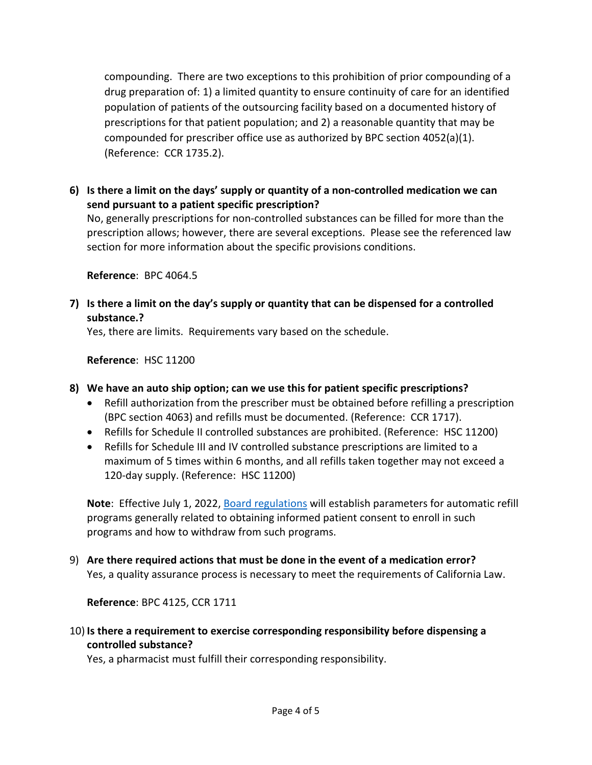compounding. There are two exceptions to this prohibition of prior compounding of a drug preparation of: 1) a limited quantity to ensure continuity of care for an identified population of patients of the outsourcing facility based on a documented history of prescriptions for that patient population; and 2) a reasonable quantity that may be compounded for prescriber office use as authorized by BPC section 4052(a)(1). (Reference: CCR 1735.2).

6) **Is there a limit on the days' supply or quantity of a non-controlled medication we can send pursuant to a patient specific prescription?**

   No, generally prescriptions for non-controlled substances can be filled for more than the prescription allows; however, there are several exceptions. Please see the referenced law section for more information about the specific provisions conditions.

   **Reference**: BPC 4064.5

7) **Is there a limit on the day's supply or quantity that can be dispensed for a controlled substance.?**

   Yes, there are limits. Requirements vary based on the schedule.

   **Reference**: HSC 11200

8) **We have an auto ship option; can we use this for patient specific prescriptions?**
   - Refill authorization from the prescriber must be obtained before refilling a prescription (BPC section 4063) and refills must be documented. (Reference: CCR 1717).
   - Refills for Schedule II controlled substances are prohibited. (Reference: HSC 11200)
   - Refills for Schedule III and IV controlled substance prescriptions are limited to a maximum of 5 times within 6 months, and all refills taken together may not exceed a 120-day supply. (Reference: HSC 11200)

   **Note**: Effective July 1, 2022, Board regulations will establish parameters for automatic refill programs generally related to obtaining informed patient consent to enroll in such programs and how to withdraw from such programs.

9) **Are there required actions that must be done in the event of a medication error?**

   Yes, a quality assurance process is necessary to meet the requirements of California Law.

   **Reference**: BPC 4125, CCR 1711

10) **Is there a requirement to exercise corresponding responsibility before dispensing a controlled substance?**

    Yes, a pharmacist must fulfill their corresponding responsibility.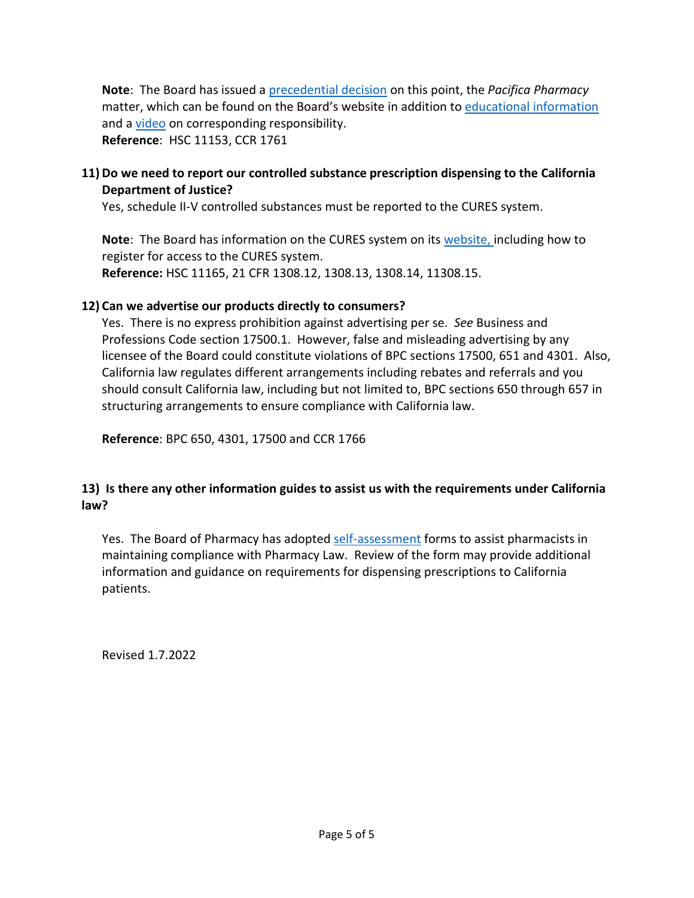**Note**: The Board has issued a precedential decision on this point, the *Pacifica Pharmacy* matter, which can be found on the Board's website in addition to educational information and a video on corresponding responsibility.
**Reference**: HSC 11153, CCR 1761

**11) Do we need to report our controlled substance prescription dispensing to the California Department of Justice?**

Yes, schedule II-V controlled substances must be reported to the CURES system.

**Note**: The Board has information on the CURES system on its website, including how to register for access to the CURES system.
**Reference:** HSC 11165, 21 CFR 1308.12, 1308.13, 1308.14, 11308.15.

**12) Can we advertise our products directly to consumers?**

Yes. There is no express prohibition against advertising per se. *See* Business and Professions Code section 17500.1. However, false and misleading advertising by any licensee of the Board could constitute violations of BPC sections 17500, 651 and 4301. Also, California law regulates different arrangements including rebates and referrals and you should consult California law, including but not limited to, BPC sections 650 through 657 in structuring arrangements to ensure compliance with California law.

**Reference**: BPC 650, 4301, 17500 and CCR 1766

**13) Is there any other information guides to assist us with the requirements under California law?**

Yes. The Board of Pharmacy has adopted self-assessment forms to assist pharmacists in maintaining compliance with Pharmacy Law. Review of the form may provide additional information and guidance on requirements for dispensing prescriptions to California patients.

Revised 1.7.2022